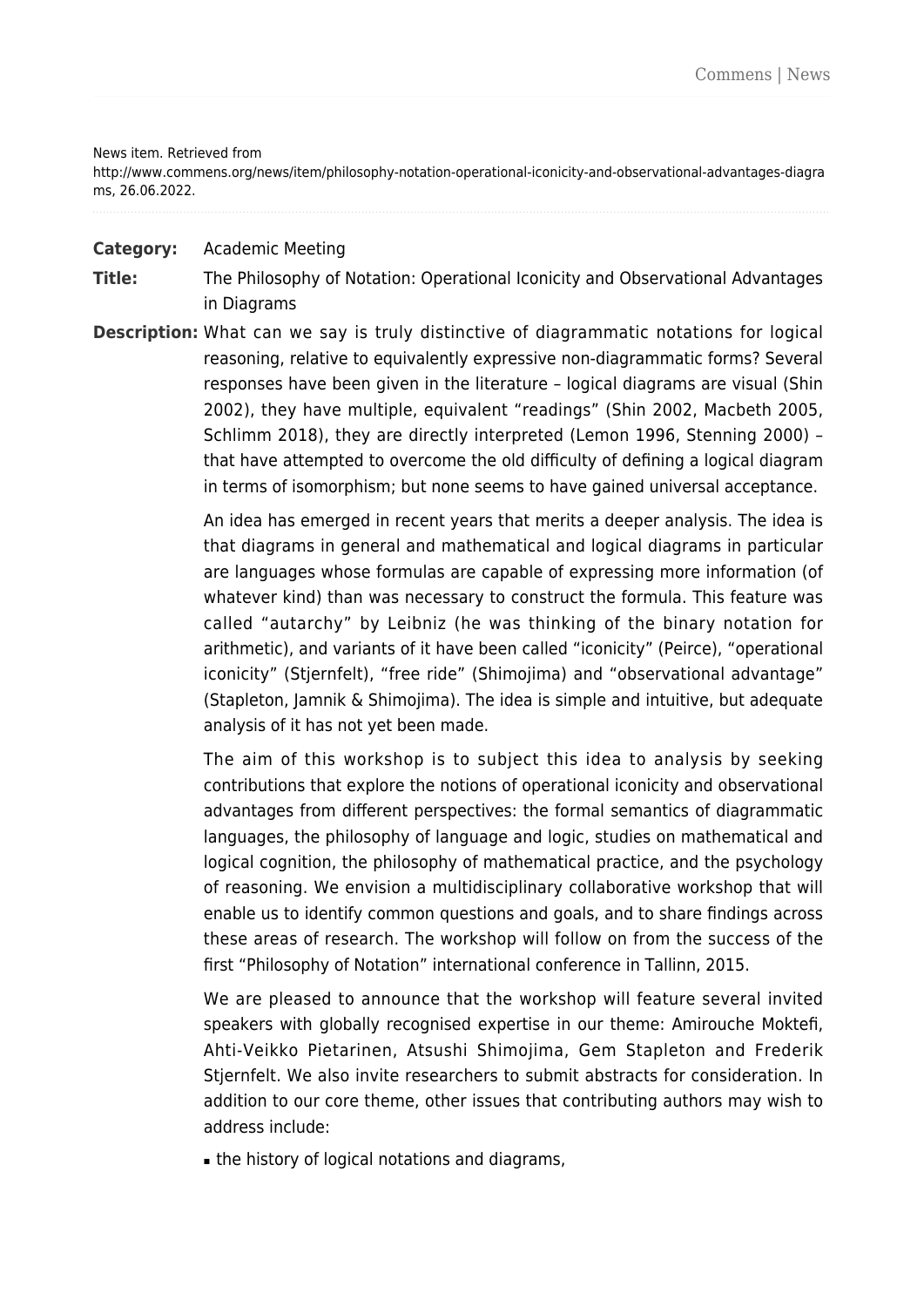News item. Retrieved from http://www.commens.org/news/item/philosophy-notation-operational-iconicity-and-observational-advantages-diagrams, 26.06.2022.

**Category:** Academic Meeting

**Title:** The Philosophy of Notation: Operational Iconicity and Observational Advantages in Diagrams

**Description:** What can we say is truly distinctive of diagrammatic notations for logical reasoning, relative to equivalently expressive non-diagrammatic forms? Several responses have been given in the literature – logical diagrams are visual (Shin 2002), they have multiple, equivalent "readings" (Shin 2002, Macbeth 2005, Schlimm 2018), they are directly interpreted (Lemon 1996, Stenning 2000) – that have attempted to overcome the old difficulty of defining a logical diagram in terms of isomorphism; but none seems to have gained universal acceptance.

An idea has emerged in recent years that merits a deeper analysis. The idea is that diagrams in general and mathematical and logical diagrams in particular are languages whose formulas are capable of expressing more information (of whatever kind) than was necessary to construct the formula. This feature was called "autarchy" by Leibniz (he was thinking of the binary notation for arithmetic), and variants of it have been called "iconicity" (Peirce), "operational iconicity" (Stjernfelt), "free ride" (Shimojima) and "observational advantage" (Stapleton, Jamnik & Shimojima). The idea is simple and intuitive, but adequate analysis of it has not yet been made.

The aim of this workshop is to subject this idea to analysis by seeking contributions that explore the notions of operational iconicity and observational advantages from different perspectives: the formal semantics of diagrammatic languages, the philosophy of language and logic, studies on mathematical and logical cognition, the philosophy of mathematical practice, and the psychology of reasoning. We envision a multidisciplinary collaborative workshop that will enable us to identify common questions and goals, and to share findings across these areas of research. The workshop will follow on from the success of the first "Philosophy of Notation" international conference in Tallinn, 2015.

We are pleased to announce that the workshop will feature several invited speakers with globally recognised expertise in our theme: Amirouche Moktefi, Ahti-Veikko Pietarinen, Atsushi Shimojima, Gem Stapleton and Frederik Stjernfelt. We also invite researchers to submit abstracts for consideration. In addition to our core theme, other issues that contributing authors may wish to address include:

- the history of logical notations and diagrams,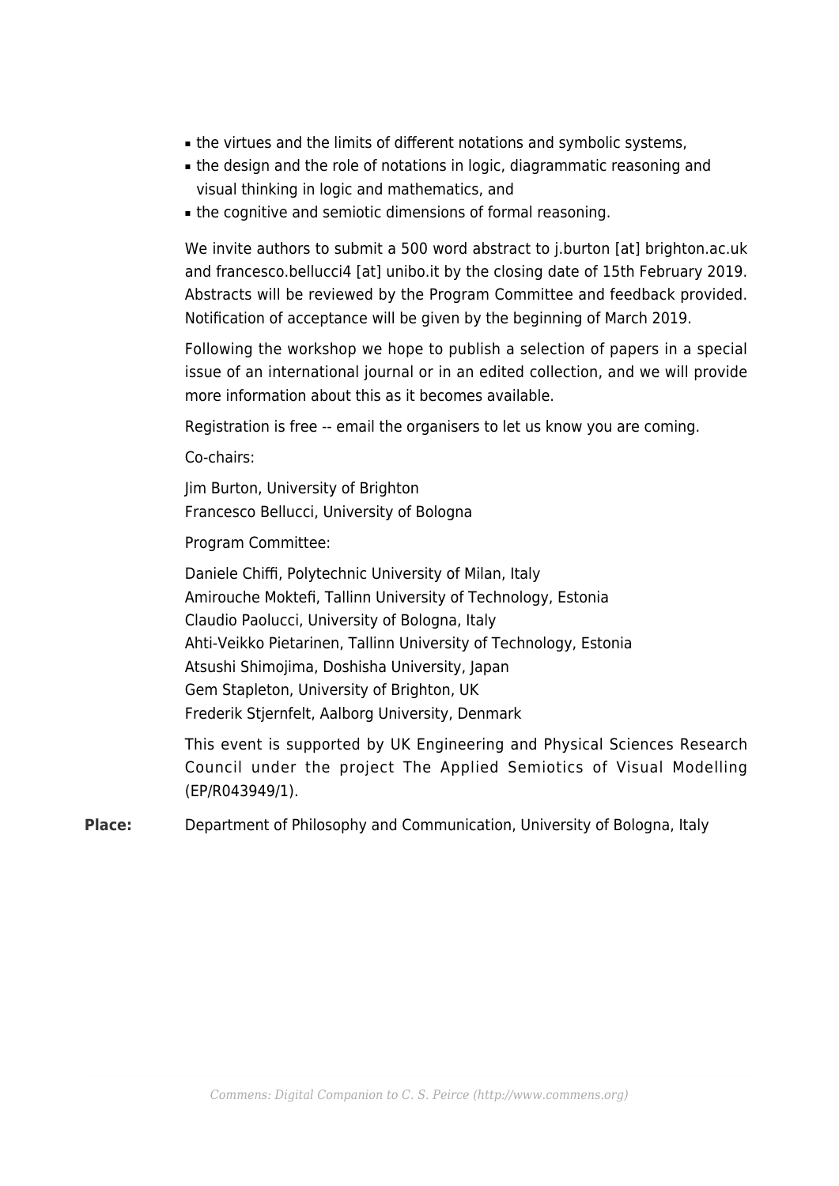- the virtues and the limits of different notations and symbolic systems,
- the design and the role of notations in logic, diagrammatic reasoning and visual thinking in logic and mathematics, and
- the cognitive and semiotic dimensions of formal reasoning.

We invite authors to submit a 500 word abstract to j.burton [at] brighton.ac.uk and francesco.bellucci4 [at] unibo.it by the closing date of 15th February 2019. Abstracts will be reviewed by the Program Committee and feedback provided. Notification of acceptance will be given by the beginning of March 2019.

Following the workshop we hope to publish a selection of papers in a special issue of an international journal or in an edited collection, and we will provide more information about this as it becomes available.

Registration is free -- email the organisers to let us know you are coming.

Co-chairs:

Jim Burton, University of Brighton
Francesco Bellucci, University of Bologna

Program Committee:

Daniele Chiffi, Polytechnic University of Milan, Italy
Amirouche Moktefi, Tallinn University of Technology, Estonia
Claudio Paolucci, University of Bologna, Italy
Ahti-Veikko Pietarinen, Tallinn University of Technology, Estonia
Atsushi Shimojima, Doshisha University, Japan
Gem Stapleton, University of Brighton, UK
Frederik Stjernfelt, Aalborg University, Denmark

This event is supported by UK Engineering and Physical Sciences Research Council under the project The Applied Semiotics of Visual Modelling (EP/R043949/1).

**Place:** Department of Philosophy and Communication, University of Bologna, Italy